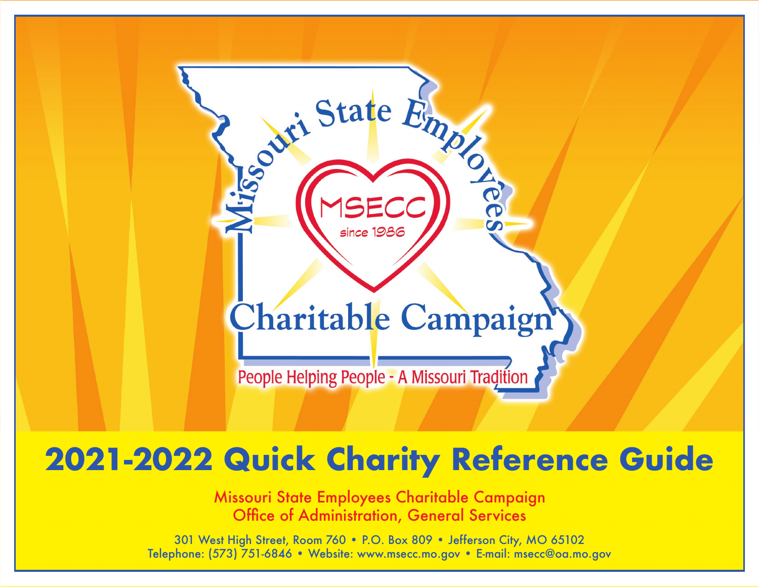Missouri State Employees Charitable Campaign

MSECC

since 1986

People Helping People - A Missouri Tradition

# 2021-2022 Quick Charity Reference Guide

Missouri State Employees Charitable Campaign
Office of Administration, General Services

301 West High Street, Room 760 • P.O. Box 809 • Jefferson City, MO 65102
Telephone: (573) 751-6846 • Website: www.msecc.mo.gov • E-mail: msecc@oa.mo.gov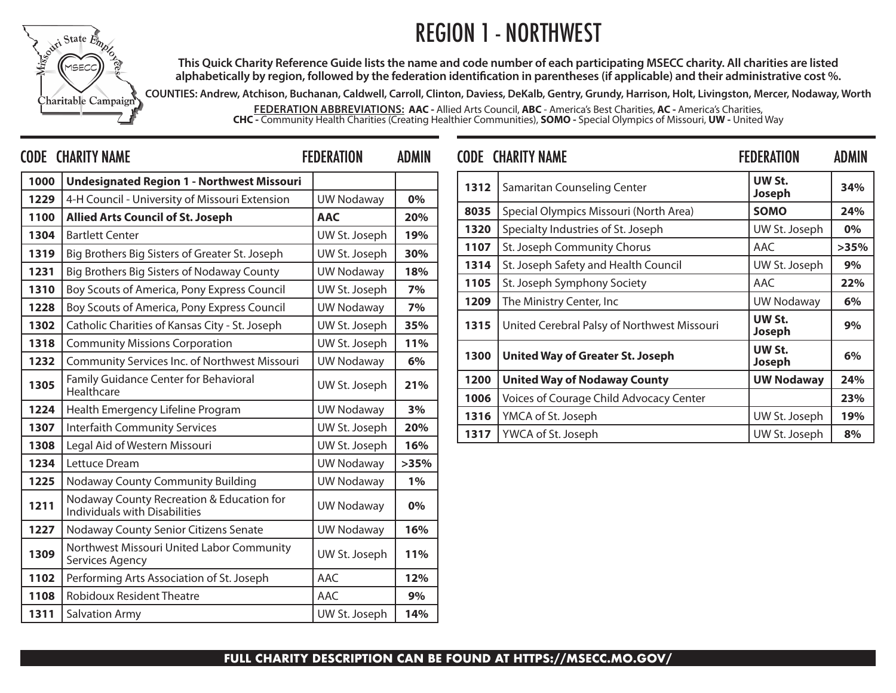# REGION 1 - NORTHWEST

**This Quick Charity Reference Guide lists the name and code number of each participating MSECC charity. All charities are listed alphabetically by region, followed by the federation identification in parentheses (if applicable) and their administrative cost %.**

**COUNTIES: Andrew, Atchison, Buchanan, Caldwell, Carroll, Clinton, Daviess, DeKalb, Gentry, Grundy, Harrison, Holt, Livingston, Mercer, Nodaway, Worth**

**FEDERATION ABBREVIATIONS: AAC -** Allied Arts Council, **ABC** - America's Best Charities, **AC -** America's Charities, **CHC -** Community Health Charities (Creating Healthier Communities), **SOMO -** Special Olympics of Missouri, **UW -** United Way

| CODE | CHARITY NAME | FEDERATION | ADMIN |
|---|---|---|---|
| **1000** | **Undesignated Region 1 - Northwest Missouri** | | |
| **1229** | 4-H Council - University of Missouri Extension | UW Nodaway | **0%** |
| **1100** | **Allied Arts Council of St. Joseph** | **AAC** | **20%** |
| **1304** | Bartlett Center | UW St. Joseph | **19%** |
| **1319** | Big Brothers Big Sisters of Greater St. Joseph | UW St. Joseph | **30%** |
| **1231** | Big Brothers Big Sisters of Nodaway County | UW Nodaway | **18%** |
| **1310** | Boy Scouts of America, Pony Express Council | UW St. Joseph | **7%** |
| **1228** | Boy Scouts of America, Pony Express Council | UW Nodaway | **7%** |
| **1302** | Catholic Charities of Kansas City - St. Joseph | UW St. Joseph | **35%** |
| **1318** | Community Missions Corporation | UW St. Joseph | **11%** |
| **1232** | Community Services Inc. of Northwest Missouri | UW Nodaway | **6%** |
| **1305** | Family Guidance Center for Behavioral Healthcare | UW St. Joseph | **21%** |
| **1224** | Health Emergency Lifeline Program | UW Nodaway | **3%** |
| **1307** | Interfaith Community Services | UW St. Joseph | **20%** |
| **1308** | Legal Aid of Western Missouri | UW St. Joseph | **16%** |
| **1234** | Lettuce Dream | UW Nodaway | **>35%** |
| **1225** | Nodaway County Community Building | UW Nodaway | **1%** |
| **1211** | Nodaway County Recreation & Education for Individuals with Disabilities | UW Nodaway | **0%** |
| **1227** | Nodaway County Senior Citizens Senate | UW Nodaway | **16%** |
| **1309** | Northwest Missouri United Labor Community Services Agency | UW St. Joseph | **11%** |
| **1102** | Performing Arts Association of St. Joseph | AAC | **12%** |
| **1108** | Robidoux Resident Theatre | AAC | **9%** |
| **1311** | Salvation Army | UW St. Joseph | **14%** |
| **1312** | Samaritan Counseling Center | **UW St. Joseph** | **34%** |
| **8035** | Special Olympics Missouri (North Area) | **SOMO** | **24%** |
| **1320** | Specialty Industries of St. Joseph | UW St. Joseph | **0%** |
| **1107** | St. Joseph Community Chorus | AAC | **>35%** |
| **1314** | St. Joseph Safety and Health Council | UW St. Joseph | **9%** |
| **1105** | St. Joseph Symphony Society | AAC | **22%** |
| **1209** | The Ministry Center, Inc | UW Nodaway | **6%** |
| **1315** | United Cerebral Palsy of Northwest Missouri | **UW St. Joseph** | **9%** |
| **1300** | **United Way of Greater St. Joseph** | **UW St. Joseph** | **6%** |
| **1200** | **United Way of Nodaway County** | **UW Nodaway** | **24%** |
| **1006** | Voices of Courage Child Advocacy Center | | **23%** |
| **1316** | YMCA of St. Joseph | UW St. Joseph | **19%** |
| **1317** | YWCA of St. Joseph | UW St. Joseph | **8%** |

**FULL CHARITY DESCRIPTION CAN BE FOUND AT HTTPS://MSECC.MO.GOV/**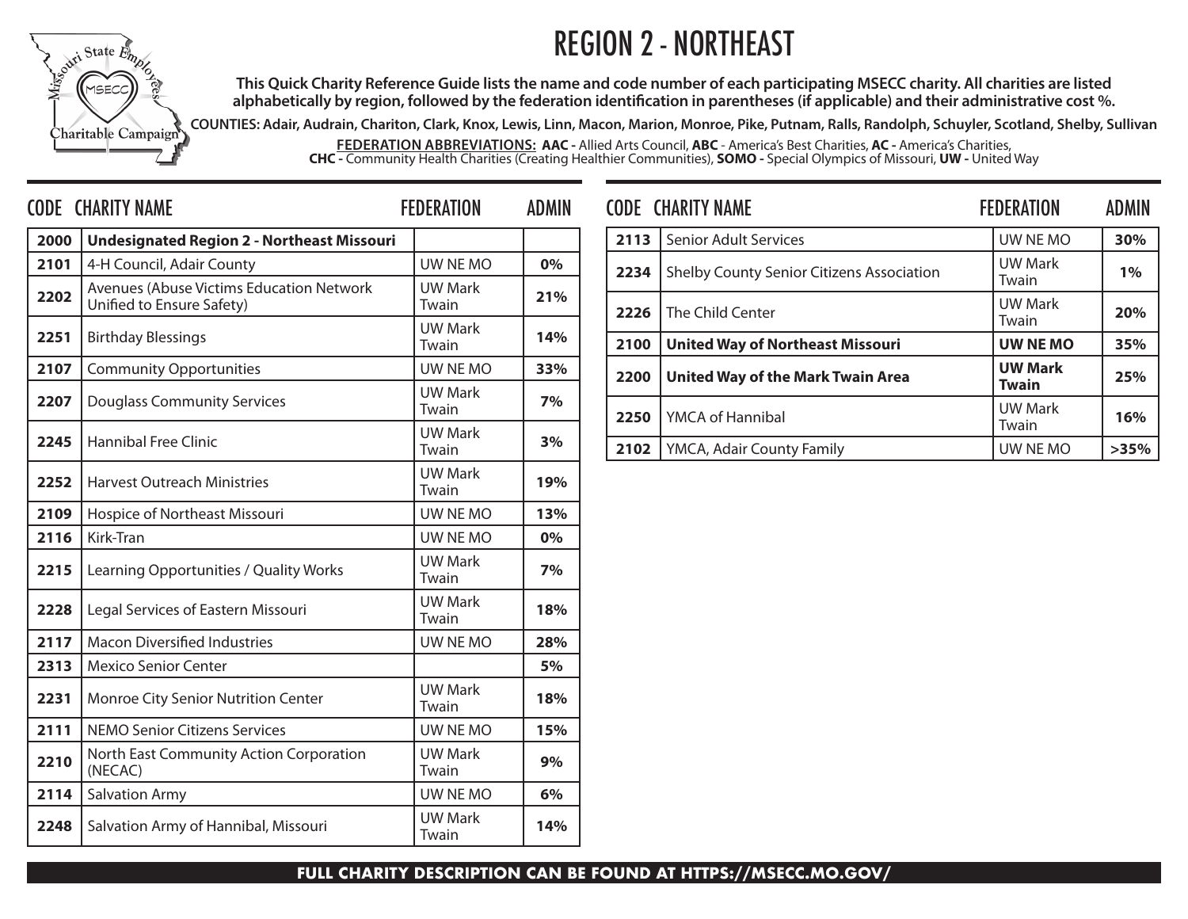# REGION 2 - NORTHEAST

**This Quick Charity Reference Guide lists the name and code number of each participating MSECC charity. All charities are listed alphabetically by region, followed by the federation identification in parentheses (if applicable) and their administrative cost %.**

**COUNTIES: Adair, Audrain, Chariton, Clark, Knox, Lewis, Linn, Macon, Marion, Monroe, Pike, Putnam, Ralls, Randolph, Schuyler, Scotland, Shelby, Sullivan**

**FEDERATION ABBREVIATIONS:** **AAC -** Allied Arts Council, **ABC** - America's Best Charities, **AC -** America's Charities, **CHC -** Community Health Charities (Creating Healthier Communities), **SOMO -** Special Olympics of Missouri, **UW -** United Way

| CODE | CHARITY NAME | FEDERATION | ADMIN |
|---|---|---|---|
| **2000** | **Undesignated Region 2 - Northeast Missouri** | | |
| **2101** | 4-H Council, Adair County | UW NE MO | **0%** |
| **2202** | Avenues (Abuse Victims Education Network Unified to Ensure Safety) | UW Mark Twain | **21%** |
| **2251** | Birthday Blessings | UW Mark Twain | **14%** |
| **2107** | Community Opportunities | UW NE MO | **33%** |
| **2207** | Douglass Community Services | UW Mark Twain | **7%** |
| **2245** | Hannibal Free Clinic | UW Mark Twain | **3%** |
| **2252** | Harvest Outreach Ministries | UW Mark Twain | **19%** |
| **2109** | Hospice of Northeast Missouri | UW NE MO | **13%** |
| **2116** | Kirk-Tran | UW NE MO | **0%** |
| **2215** | Learning Opportunities / Quality Works | UW Mark Twain | **7%** |
| **2228** | Legal Services of Eastern Missouri | UW Mark Twain | **18%** |
| **2117** | Macon Diversified Industries | UW NE MO | **28%** |
| **2313** | Mexico Senior Center | | **5%** |
| **2231** | Monroe City Senior Nutrition Center | UW Mark Twain | **18%** |
| **2111** | NEMO Senior Citizens Services | UW NE MO | **15%** |
| **2210** | North East Community Action Corporation (NECAC) | UW Mark Twain | **9%** |
| **2114** | Salvation Army | UW NE MO | **6%** |
| **2248** | Salvation Army of Hannibal, Missouri | UW Mark Twain | **14%** |
| **2113** | Senior Adult Services | UW NE MO | **30%** |
| **2234** | Shelby County Senior Citizens Association | UW Mark Twain | **1%** |
| **2226** | The Child Center | UW Mark Twain | **20%** |
| **2100** | **United Way of Northeast Missouri** | **UW NE MO** | **35%** |
| **2200** | **United Way of the Mark Twain Area** | **UW Mark Twain** | **25%** |
| **2250** | YMCA of Hannibal | UW Mark Twain | **16%** |
| **2102** | YMCA, Adair County Family | UW NE MO | **>35%** |

**FULL CHARITY DESCRIPTION CAN BE FOUND AT HTTPS://MSECC.MO.GOV/**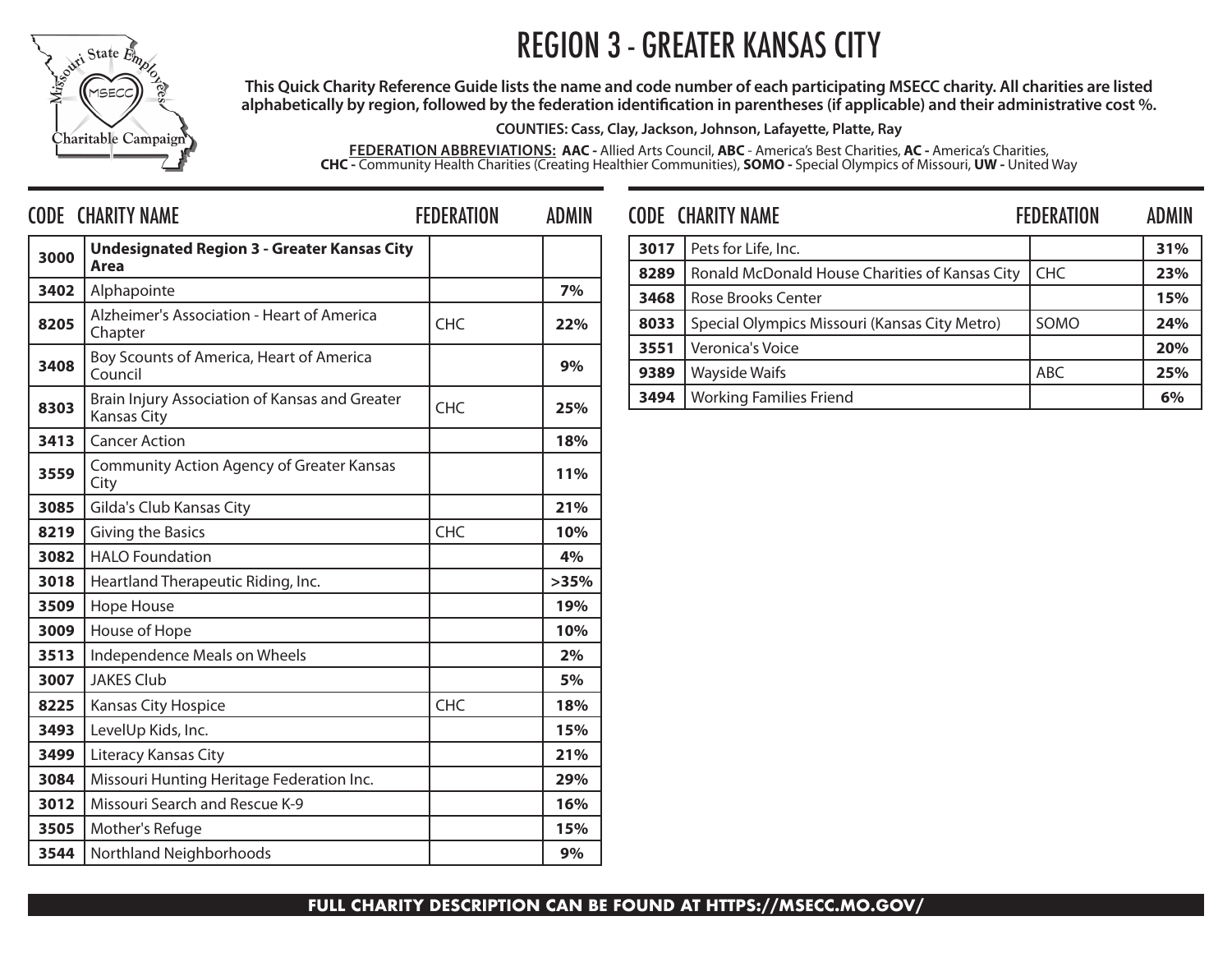# REGION 3 - GREATER KANSAS CITY

**This Quick Charity Reference Guide lists the name and code number of each participating MSECC charity. All charities are listed alphabetically by region, followed by the federation identification in parentheses (if applicable) and their administrative cost %.**

**COUNTIES: Cass, Clay, Jackson, Johnson, Lafayette, Platte, Ray**

**FEDERATION ABBREVIATIONS:** **AAC -** Allied Arts Council, **ABC** - America's Best Charities, **AC -** America's Charities, **CHC -** Community Health Charities (Creating Healthier Communities), **SOMO -** Special Olympics of Missouri, **UW -** United Way

| CODE | CHARITY NAME | FEDERATION | ADMIN |
|---|---|---|---|
| **3000** | **Undesignated Region 3 - Greater Kansas City Area** | | |
| **3402** | Alphapointe | | **7%** |
| **8205** | Alzheimer's Association - Heart of America Chapter | CHC | **22%** |
| **3408** | Boy Scounts of America, Heart of America Council | | **9%** |
| **8303** | Brain Injury Association of Kansas and Greater Kansas City | CHC | **25%** |
| **3413** | Cancer Action | | **18%** |
| **3559** | Community Action Agency of Greater Kansas City | | **11%** |
| **3085** | Gilda's Club Kansas City | | **21%** |
| **8219** | Giving the Basics | CHC | **10%** |
| **3082** | HALO Foundation | | **4%** |
| **3018** | Heartland Therapeutic Riding, Inc. | | **>35%** |
| **3509** | Hope House | | **19%** |
| **3009** | House of Hope | | **10%** |
| **3513** | Independence Meals on Wheels | | **2%** |
| **3007** | JAKES Club | | **5%** |
| **8225** | Kansas City Hospice | CHC | **18%** |
| **3493** | LevelUp Kids, Inc. | | **15%** |
| **3499** | Literacy Kansas City | | **21%** |
| **3084** | Missouri Hunting Heritage Federation Inc. | | **29%** |
| **3012** | Missouri Search and Rescue K-9 | | **16%** |
| **3505** | Mother's Refuge | | **15%** |
| **3544** | Northland Neighborhoods | | **9%** |
| **3017** | Pets for Life, Inc. | | **31%** |
| **8289** | Ronald McDonald House Charities of Kansas City | CHC | **23%** |
| **3468** | Rose Brooks Center | | **15%** |
| **8033** | Special Olympics Missouri (Kansas City Metro) | SOMO | **24%** |
| **3551** | Veronica's Voice | | **20%** |
| **9389** | Wayside Waifs | ABC | **25%** |
| **3494** | Working Families Friend | | **6%** |

**FULL CHARITY DESCRIPTION CAN BE FOUND AT HTTPS://MSECC.MO.GOV/**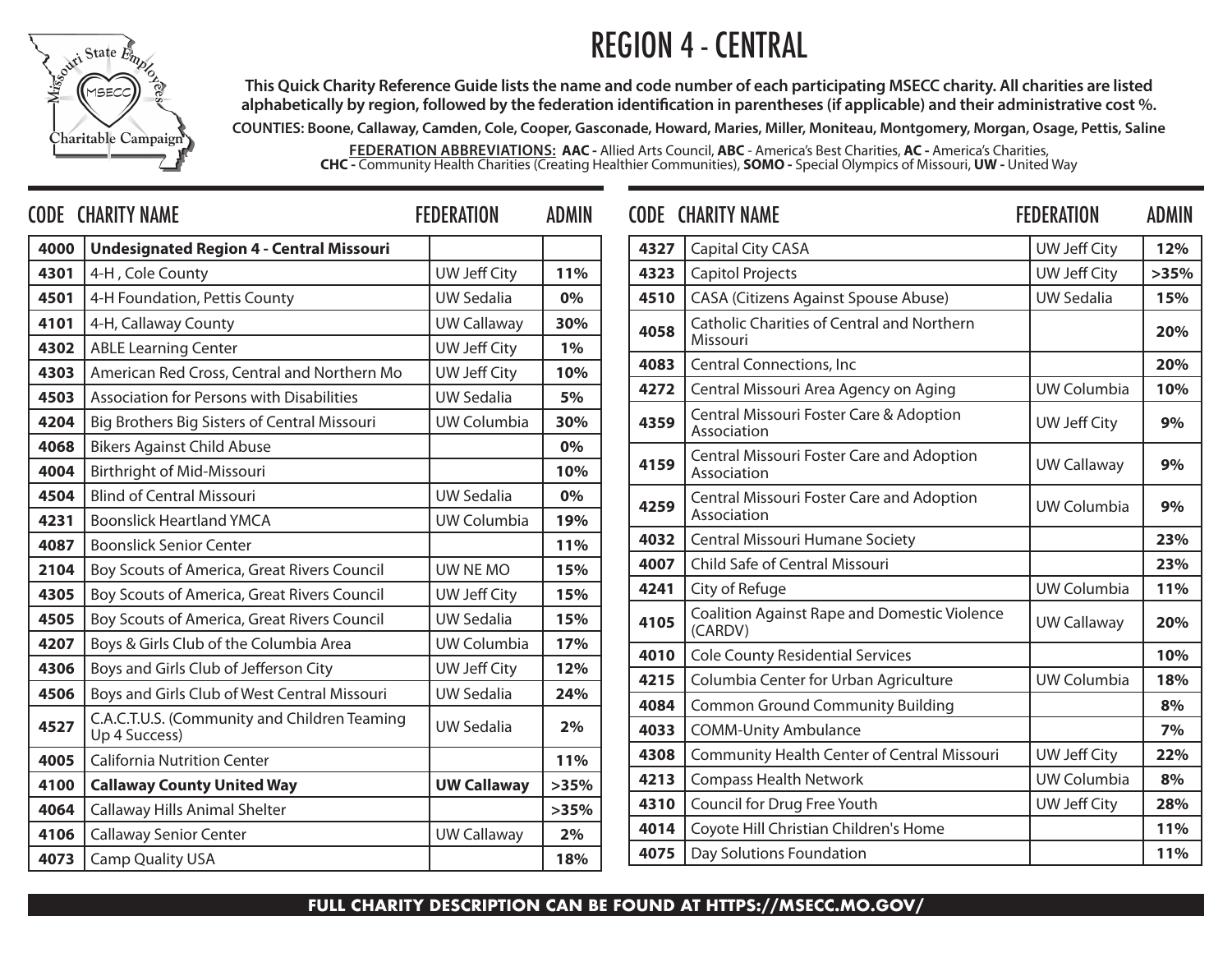# REGION 4 - CENTRAL

**This Quick Charity Reference Guide lists the name and code number of each participating MSECC charity. All charities are listed alphabetically by region, followed by the federation identification in parentheses (if applicable) and their administrative cost %.**

**COUNTIES: Boone, Callaway, Camden, Cole, Cooper, Gasconade, Howard, Maries, Miller, Moniteau, Montgomery, Morgan, Osage, Pettis, Saline**

**FEDERATION ABBREVIATIONS:** **AAC -** Allied Arts Council, **ABC** - America's Best Charities, **AC -** America's Charities, **CHC -** Community Health Charities (Creating Healthier Communities), **SOMO -** Special Olympics of Missouri, **UW -** United Way

| CODE | CHARITY NAME | FEDERATION | ADMIN |
|---|---|---|---|
| **4000** | **Undesignated Region 4 - Central Missouri** | | |
| **4301** | 4-H , Cole County | UW Jeff City | **11%** |
| **4501** | 4-H Foundation, Pettis County | UW Sedalia | **0%** |
| **4101** | 4-H, Callaway County | UW Callaway | **30%** |
| **4302** | ABLE Learning Center | UW Jeff City | **1%** |
| **4303** | American Red Cross, Central and Northern Mo | UW Jeff City | **10%** |
| **4503** | Association for Persons with Disabilities | UW Sedalia | **5%** |
| **4204** | Big Brothers Big Sisters of Central Missouri | UW Columbia | **30%** |
| **4068** | Bikers Against Child Abuse | | **0%** |
| **4004** | Birthright of Mid-Missouri | | **10%** |
| **4504** | Blind of Central Missouri | UW Sedalia | **0%** |
| **4231** | Boonslick Heartland YMCA | UW Columbia | **19%** |
| **4087** | Boonslick Senior Center | | **11%** |
| **2104** | Boy Scouts of America, Great Rivers Council | UW NE MO | **15%** |
| **4305** | Boy Scouts of America, Great Rivers Council | UW Jeff City | **15%** |
| **4505** | Boy Scouts of America, Great Rivers Council | UW Sedalia | **15%** |
| **4207** | Boys & Girls Club of the Columbia Area | UW Columbia | **17%** |
| **4306** | Boys and Girls Club of Jefferson City | UW Jeff City | **12%** |
| **4506** | Boys and Girls Club of West Central Missouri | UW Sedalia | **24%** |
| **4527** | C.A.C.T.U.S. (Community and Children Teaming Up 4 Success) | UW Sedalia | **2%** |
| **4005** | California Nutrition Center | | **11%** |
| **4100** | **Callaway County United Way** | **UW Callaway** | **>35%** |
| **4064** | Callaway Hills Animal Shelter | | **>35%** |
| **4106** | Callaway Senior Center | UW Callaway | **2%** |
| **4073** | Camp Quality USA | | **18%** |
| **4327** | Capital City CASA | UW Jeff City | **12%** |
| **4323** | Capitol Projects | UW Jeff City | **>35%** |
| **4510** | CASA (Citizens Against Spouse Abuse) | UW Sedalia | **15%** |
| **4058** | Catholic Charities of Central and Northern Missouri | | **20%** |
| **4083** | Central Connections, Inc | | **20%** |
| **4272** | Central Missouri Area Agency on Aging | UW Columbia | **10%** |
| **4359** | Central Missouri Foster Care & Adoption Association | UW Jeff City | **9%** |
| **4159** | Central Missouri Foster Care and Adoption Association | UW Callaway | **9%** |
| **4259** | Central Missouri Foster Care and Adoption Association | UW Columbia | **9%** |
| **4032** | Central Missouri Humane Society | | **23%** |
| **4007** | Child Safe of Central Missouri | | **23%** |
| **4241** | City of Refuge | UW Columbia | **11%** |
| **4105** | Coalition Against Rape and Domestic Violence (CARDV) | UW Callaway | **20%** |
| **4010** | Cole County Residential Services | | **10%** |
| **4215** | Columbia Center for Urban Agriculture | UW Columbia | **18%** |
| **4084** | Common Ground Community Building | | **8%** |
| **4033** | COMM-Unity Ambulance | | **7%** |
| **4308** | Community Health Center of Central Missouri | UW Jeff City | **22%** |
| **4213** | Compass Health Network | UW Columbia | **8%** |
| **4310** | Council for Drug Free Youth | UW Jeff City | **28%** |
| **4014** | Coyote Hill Christian Children's Home | | **11%** |
| **4075** | Day Solutions Foundation | | **11%** |

**FULL CHARITY DESCRIPTION CAN BE FOUND AT HTTPS://MSECC.MO.GOV/**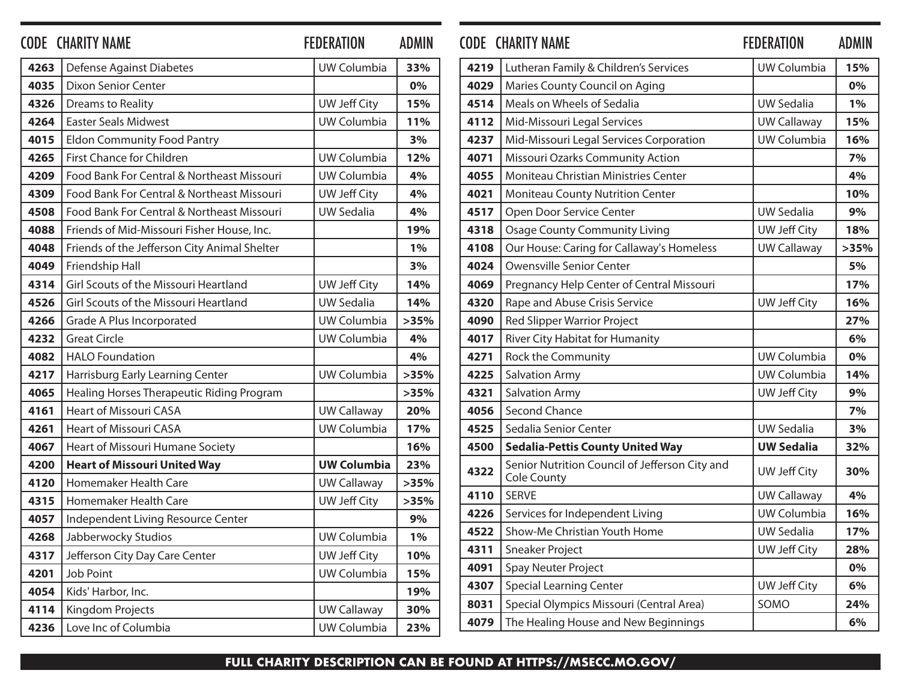| CODE | CHARITY NAME | FEDERATION | ADMIN |
|---|---|---|---|
| 4263 | Defense Against Diabetes | UW Columbia | 33% |
| 4035 | Dixon Senior Center | | 0% |
| 4326 | Dreams to Reality | UW Jeff City | 15% |
| 4264 | Easter Seals Midwest | UW Columbia | 11% |
| 4015 | Eldon Community Food Pantry | | 3% |
| 4265 | First Chance for Children | UW Columbia | 12% |
| 4209 | Food Bank For Central & Northeast Missouri | UW Columbia | 4% |
| 4309 | Food Bank For Central & Northeast Missouri | UW Jeff City | 4% |
| 4508 | Food Bank For Central & Northeast Missouri | UW Sedalia | 4% |
| 4088 | Friends of Mid-Missouri Fisher House, Inc. | | 19% |
| 4048 | Friends of the Jefferson City Animal Shelter | | 1% |
| 4049 | Friendship Hall | | 3% |
| 4314 | Girl Scouts of the Missouri Heartland | UW Jeff City | 14% |
| 4526 | Girl Scouts of the Missouri Heartland | UW Sedalia | 14% |
| 4266 | Grade A Plus Incorporated | UW Columbia | >35% |
| 4232 | Great Circle | UW Columbia | 4% |
| 4082 | HALO Foundation | | 4% |
| 4217 | Harrisburg Early Learning Center | UW Columbia | >35% |
| 4065 | Healing Horses Therapeutic Riding Program | | >35% |
| 4161 | Heart of Missouri CASA | UW Callaway | 20% |
| 4261 | Heart of Missouri CASA | UW Columbia | 17% |
| 4067 | Heart of Missouri Humane Society | | 16% |
| **4200** | **Heart of Missouri United Way** | **UW Columbia** | **23%** |
| 4120 | Homemaker Health Care | UW Callaway | >35% |
| 4315 | Homemaker Health Care | UW Jeff City | >35% |
| 4057 | Independent Living Resource Center | | 9% |
| 4268 | Jabberwocky Studios | UW Columbia | 1% |
| 4317 | Jefferson City Day Care Center | UW Jeff City | 10% |
| 4201 | Job Point | UW Columbia | 15% |
| 4054 | Kids' Harbor, Inc. | | 19% |
| 4114 | Kingdom Projects | UW Callaway | 30% |
| 4236 | Love Inc of Columbia | UW Columbia | 23% |
| 4219 | Lutheran Family & Children's Services | UW Columbia | 15% |
| 4029 | Maries County Council on Aging | | 0% |
| 4514 | Meals on Wheels of Sedalia | UW Sedalia | 1% |
| 4112 | Mid-Missouri Legal Services | UW Callaway | 15% |
| 4237 | Mid-Missouri Legal Services Corporation | UW Columbia | 16% |
| 4071 | Missouri Ozarks Community Action | | 7% |
| 4055 | Moniteau Christian Ministries Center | | 4% |
| 4021 | Moniteau County Nutrition Center | | 10% |
| 4517 | Open Door Service Center | UW Sedalia | 9% |
| 4318 | Osage County Community Living | UW Jeff City | 18% |
| 4108 | Our House: Caring for Callaway's Homeless | UW Callaway | >35% |
| 4024 | Owensville Senior Center | | 5% |
| 4069 | Pregnancy Help Center of Central Missouri | | 17% |
| 4320 | Rape and Abuse Crisis Service | UW Jeff City | 16% |
| 4090 | Red Slipper Warrior Project | | 27% |
| 4017 | River City Habitat for Humanity | | 6% |
| 4271 | Rock the Community | UW Columbia | 0% |
| 4225 | Salvation Army | UW Columbia | 14% |
| 4321 | Salvation Army | UW Jeff City | 9% |
| 4056 | Second Chance | | 7% |
| 4525 | Sedalia Senior Center | UW Sedalia | 3% |
| **4500** | **Sedalia-Pettis County United Way** | **UW Sedalia** | **32%** |
| 4322 | Senior Nutrition Council of Jefferson City and Cole County | UW Jeff City | 30% |
| 4110 | SERVE | UW Callaway | 4% |
| 4226 | Services for Independent Living | UW Columbia | 16% |
| 4522 | Show-Me Christian Youth Home | UW Sedalia | 17% |
| 4311 | Sneaker Project | UW Jeff City | 28% |
| 4091 | Spay Neuter Project | | 0% |
| 4307 | Special Learning Center | UW Jeff City | 6% |
| 8031 | Special Olympics Missouri (Central Area) | SOMO | 24% |
| 4079 | The Healing House and New Beginnings | | 6% |

**FULL CHARITY DESCRIPTION CAN BE FOUND AT HTTPS://MSECC.MO.GOV/**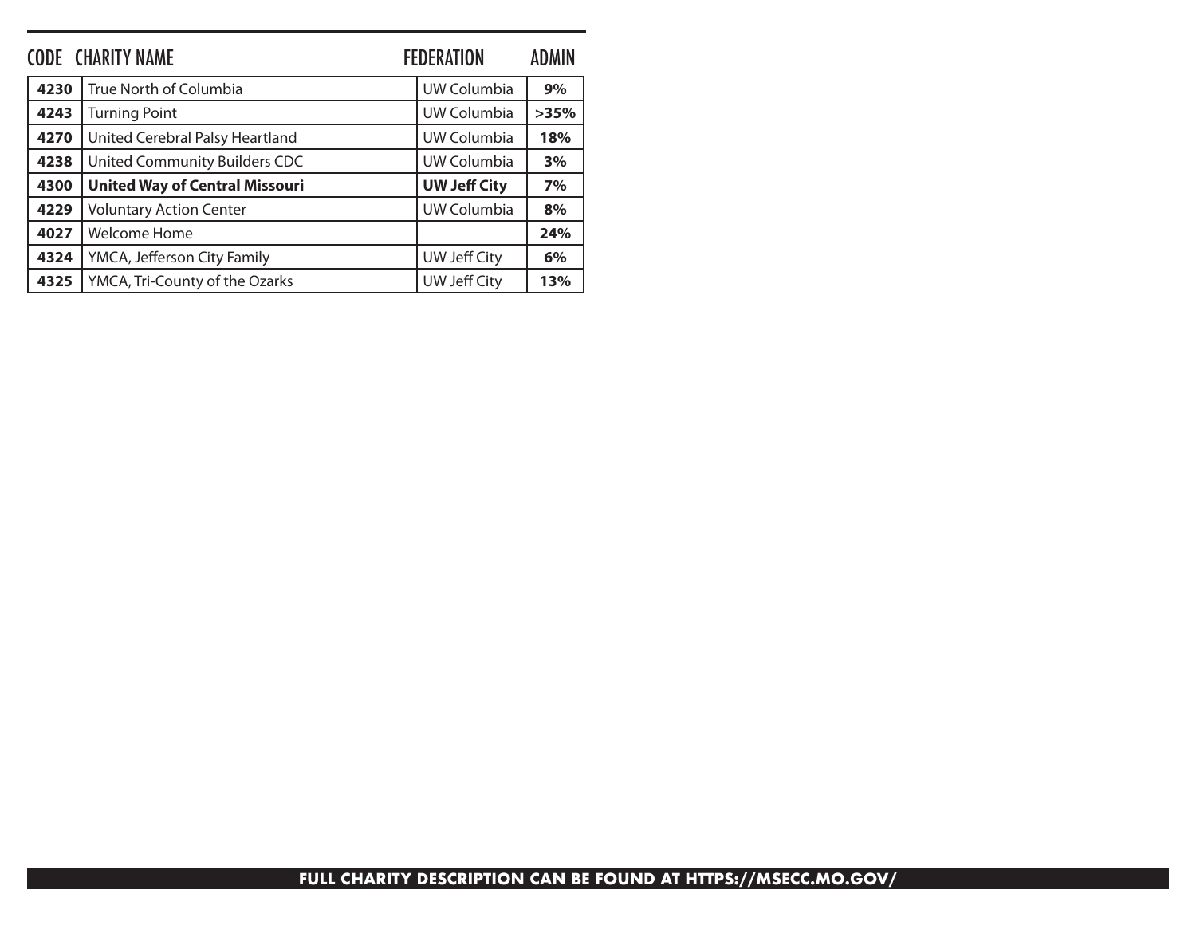| CODE | CHARITY NAME | FEDERATION | ADMIN |
|---|---|---|---|
| **4230** | True North of Columbia | UW Columbia | **9%** |
| **4243** | Turning Point | UW Columbia | **>35%** |
| **4270** | United Cerebral Palsy Heartland | UW Columbia | **18%** |
| **4238** | United Community Builders CDC | UW Columbia | **3%** |
| **4300** | **United Way of Central Missouri** | **UW Jeff City** | **7%** |
| **4229** | Voluntary Action Center | UW Columbia | **8%** |
| **4027** | Welcome Home | | **24%** |
| **4324** | YMCA, Jefferson City Family | UW Jeff City | **6%** |
| **4325** | YMCA, Tri-County of the Ozarks | UW Jeff City | **13%** |

**FULL CHARITY DESCRIPTION CAN BE FOUND AT HTTPS://MSECC.MO.GOV/**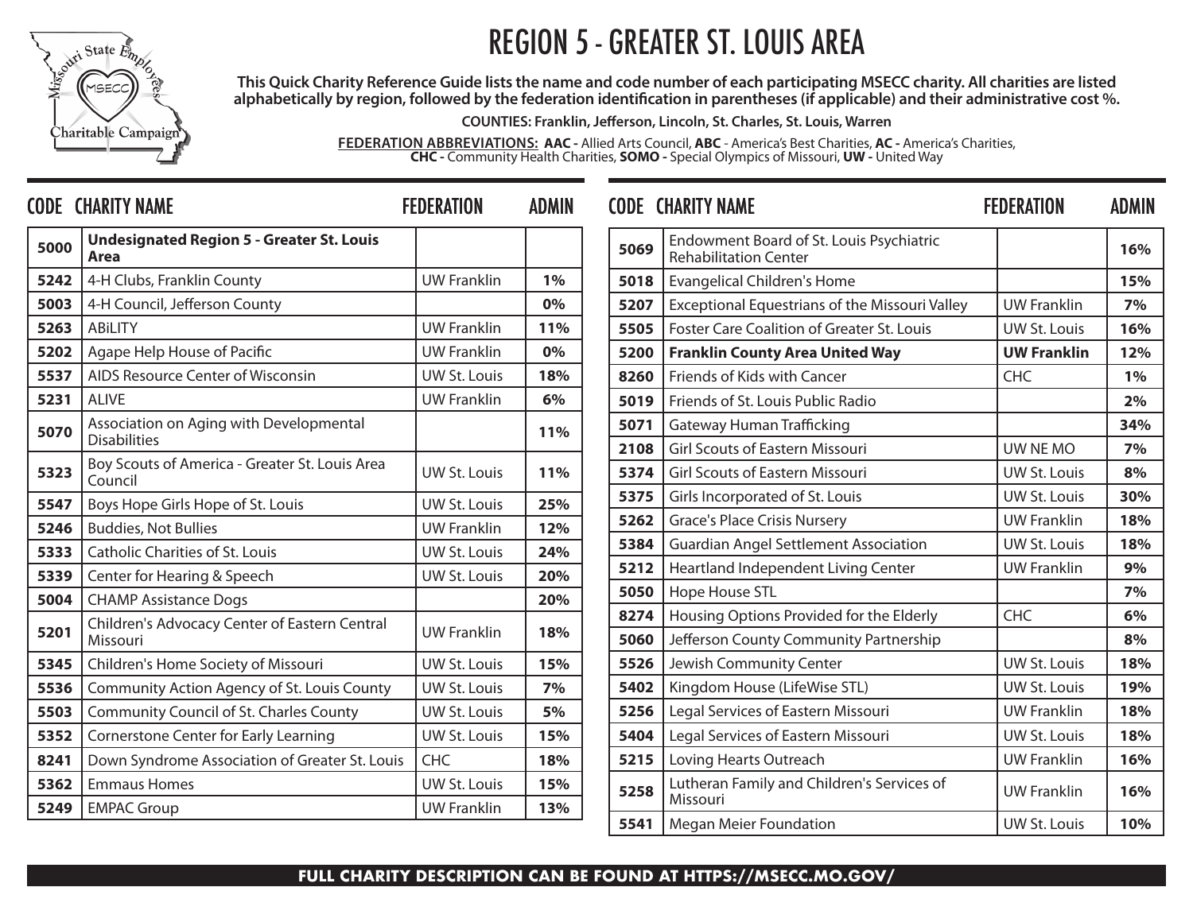# REGION 5 - GREATER ST. LOUIS AREA

**This Quick Charity Reference Guide lists the name and code number of each participating MSECC charity. All charities are listed alphabetically by region, followed by the federation identification in parentheses (if applicable) and their administrative cost %.**

**COUNTIES: Franklin, Jefferson, Lincoln, St. Charles, St. Louis, Warren**

**FEDERATION ABBREVIATIONS: AAC -** Allied Arts Council, **ABC** - America's Best Charities, **AC -** America's Charities, **CHC -** Community Health Charities, **SOMO -** Special Olympics of Missouri, **UW -** United Way

| CODE | CHARITY NAME | FEDERATION | ADMIN |
|---|---|---|---|
| 5000 | **Undesignated Region 5 - Greater St. Louis Area** | | |
| 5242 | 4-H Clubs, Franklin County | UW Franklin | 1% |
| 5003 | 4-H Council, Jefferson County | | 0% |
| 5263 | ABiLITY | UW Franklin | 11% |
| 5202 | Agape Help House of Pacific | UW Franklin | 0% |
| 5537 | AIDS Resource Center of Wisconsin | UW St. Louis | 18% |
| 5231 | ALIVE | UW Franklin | 6% |
| 5070 | Association on Aging with Developmental Disabilities | | 11% |
| 5323 | Boy Scouts of America - Greater St. Louis Area Council | UW St. Louis | 11% |
| 5547 | Boys Hope Girls Hope of St. Louis | UW St. Louis | 25% |
| 5246 | Buddies, Not Bullies | UW Franklin | 12% |
| 5333 | Catholic Charities of St. Louis | UW St. Louis | 24% |
| 5339 | Center for Hearing & Speech | UW St. Louis | 20% |
| 5004 | CHAMP Assistance Dogs | | 20% |
| 5201 | Children's Advocacy Center of Eastern Central Missouri | UW Franklin | 18% |
| 5345 | Children's Home Society of Missouri | UW St. Louis | 15% |
| 5536 | Community Action Agency of St. Louis County | UW St. Louis | 7% |
| 5503 | Community Council of St. Charles County | UW St. Louis | 5% |
| 5352 | Cornerstone Center for Early Learning | UW St. Louis | 15% |
| 8241 | Down Syndrome Association of Greater St. Louis | CHC | 18% |
| 5362 | Emmaus Homes | UW St. Louis | 15% |
| 5249 | EMPAC Group | UW Franklin | 13% |
| 5069 | Endowment Board of St. Louis Psychiatric Rehabilitation Center | | 16% |
| 5018 | Evangelical Children's Home | | 15% |
| 5207 | Exceptional Equestrians of the Missouri Valley | UW Franklin | 7% |
| 5505 | Foster Care Coalition of Greater St. Louis | UW St. Louis | 16% |
| 5200 | **Franklin County Area United Way** | **UW Franklin** | 12% |
| 8260 | Friends of Kids with Cancer | CHC | 1% |
| 5019 | Friends of St. Louis Public Radio | | 2% |
| 5071 | Gateway Human Trafficking | | 34% |
| 2108 | Girl Scouts of Eastern Missouri | UW NE MO | 7% |
| 5374 | Girl Scouts of Eastern Missouri | UW St. Louis | 8% |
| 5375 | Girls Incorporated of St. Louis | UW St. Louis | 30% |
| 5262 | Grace's Place Crisis Nursery | UW Franklin | 18% |
| 5384 | Guardian Angel Settlement Association | UW St. Louis | 18% |
| 5212 | Heartland Independent Living Center | UW Franklin | 9% |
| 5050 | Hope House STL | | 7% |
| 8274 | Housing Options Provided for the Elderly | CHC | 6% |
| 5060 | Jefferson County Community Partnership | | 8% |
| 5526 | Jewish Community Center | UW St. Louis | 18% |
| 5402 | Kingdom House (LifeWise STL) | UW St. Louis | 19% |
| 5256 | Legal Services of Eastern Missouri | UW Franklin | 18% |
| 5404 | Legal Services of Eastern Missouri | UW St. Louis | 18% |
| 5215 | Loving Hearts Outreach | UW Franklin | 16% |
| 5258 | Lutheran Family and Children's Services of Missouri | UW Franklin | 16% |
| 5541 | Megan Meier Foundation | UW St. Louis | 10% |

**FULL CHARITY DESCRIPTION CAN BE FOUND AT HTTPS://MSECC.MO.GOV/**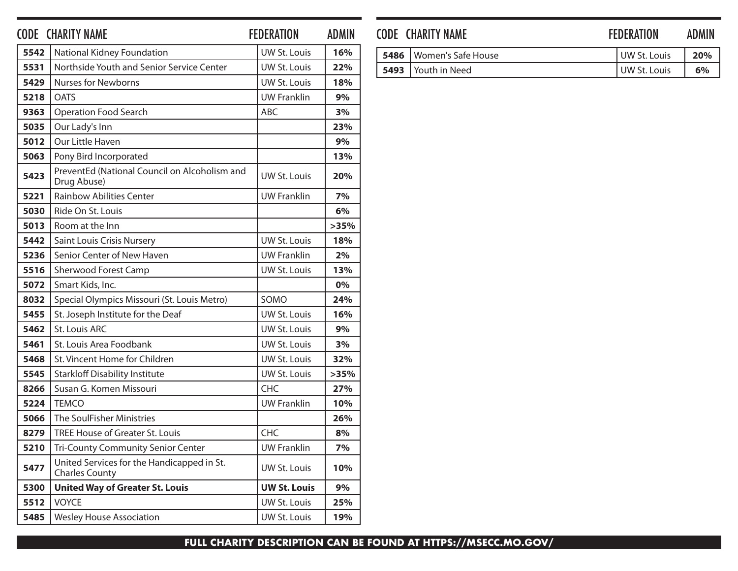| CODE | CHARITY NAME | FEDERATION | ADMIN |
|---|---|---|---|
| **5542** | National Kidney Foundation | UW St. Louis | **16%** |
| **5531** | Northside Youth and Senior Service Center | UW St. Louis | **22%** |
| **5429** | Nurses for Newborns | UW St. Louis | **18%** |
| **5218** | OATS | UW Franklin | **9%** |
| **9363** | Operation Food Search | ABC | **3%** |
| **5035** | Our Lady's Inn | | **23%** |
| **5012** | Our Little Haven | | **9%** |
| **5063** | Pony Bird Incorporated | | **13%** |
| **5423** | PreventEd (National Council on Alcoholism and Drug Abuse) | UW St. Louis | **20%** |
| **5221** | Rainbow Abilities Center | UW Franklin | **7%** |
| **5030** | Ride On St. Louis | | **6%** |
| **5013** | Room at the Inn | | **>35%** |
| **5442** | Saint Louis Crisis Nursery | UW St. Louis | **18%** |
| **5236** | Senior Center of New Haven | UW Franklin | **2%** |
| **5516** | Sherwood Forest Camp | UW St. Louis | **13%** |
| **5072** | Smart Kids, Inc. | | **0%** |
| **8032** | Special Olympics Missouri (St. Louis Metro) | SOMO | **24%** |
| **5455** | St. Joseph Institute for the Deaf | UW St. Louis | **16%** |
| **5462** | St. Louis ARC | UW St. Louis | **9%** |
| **5461** | St. Louis Area Foodbank | UW St. Louis | **3%** |
| **5468** | St. Vincent Home for Children | UW St. Louis | **32%** |
| **5545** | Starkloff Disability Institute | UW St. Louis | **>35%** |
| **8266** | Susan G. Komen Missouri | CHC | **27%** |
| **5224** | TEMCO | UW Franklin | **10%** |
| **5066** | The SoulFisher Ministries | | **26%** |
| **8279** | TREE House of Greater St. Louis | CHC | **8%** |
| **5210** | Tri-County Community Senior Center | UW Franklin | **7%** |
| **5477** | United Services for the Handicapped in St. Charles County | UW St. Louis | **10%** |
| **5300** | **United Way of Greater St. Louis** | **UW St. Louis** | **9%** |
| **5512** | VOYCE | UW St. Louis | **25%** |
| **5485** | Wesley House Association | UW St. Louis | **19%** |
| **5486** | Women's Safe House | UW St. Louis | **20%** |
| **5493** | Youth in Need | UW St. Louis | **6%** |

**FULL CHARITY DESCRIPTION CAN BE FOUND AT HTTPS://MSECC.MO.GOV/**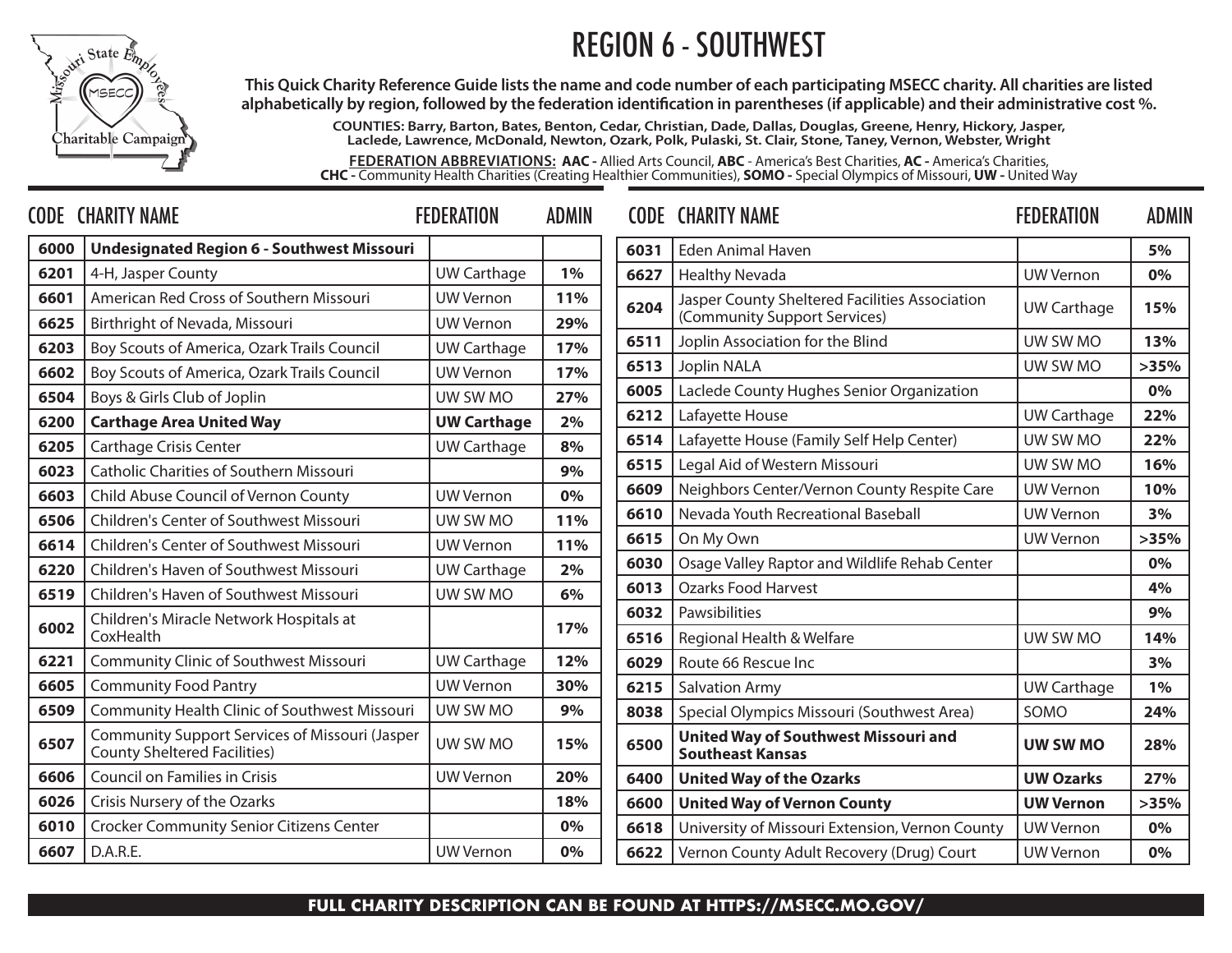# REGION 6 - SOUTHWEST

**This Quick Charity Reference Guide lists the name and code number of each participating MSECC charity. All charities are listed alphabetically by region, followed by the federation identification in parentheses (if applicable) and their administrative cost %.**

**COUNTIES: Barry, Barton, Bates, Benton, Cedar, Christian, Dade, Dallas, Douglas, Greene, Henry, Hickory, Jasper, Laclede, Lawrence, McDonald, Newton, Ozark, Polk, Pulaski, St. Clair, Stone, Taney, Vernon, Webster, Wright**

**FEDERATION ABBREVIATIONS: AAC -** Allied Arts Council, **ABC** - America's Best Charities, **AC -** America's Charities, **CHC -** Community Health Charities (Creating Healthier Communities), **SOMO -** Special Olympics of Missouri, **UW -** United Way

| CODE | CHARITY NAME | FEDERATION | ADMIN |
|---|---|---|---|
| **6000** | **Undesignated Region 6 - Southwest Missouri** | | |
| **6201** | 4-H, Jasper County | UW Carthage | **1%** |
| **6601** | American Red Cross of Southern Missouri | UW Vernon | **11%** |
| **6625** | Birthright of Nevada, Missouri | UW Vernon | **29%** |
| **6203** | Boy Scouts of America, Ozark Trails Council | UW Carthage | **17%** |
| **6602** | Boy Scouts of America, Ozark Trails Council | UW Vernon | **17%** |
| **6504** | Boys & Girls Club of Joplin | UW SW MO | **27%** |
| **6200** | **Carthage Area United Way** | **UW Carthage** | **2%** |
| **6205** | Carthage Crisis Center | UW Carthage | **8%** |
| **6023** | Catholic Charities of Southern Missouri | | **9%** |
| **6603** | Child Abuse Council of Vernon County | UW Vernon | **0%** |
| **6506** | Children's Center of Southwest Missouri | UW SW MO | **11%** |
| **6614** | Children's Center of Southwest Missouri | UW Vernon | **11%** |
| **6220** | Children's Haven of Southwest Missouri | UW Carthage | **2%** |
| **6519** | Children's Haven of Southwest Missouri | UW SW MO | **6%** |
| **6002** | Children's Miracle Network Hospitals at CoxHealth | | **17%** |
| **6221** | Community Clinic of Southwest Missouri | UW Carthage | **12%** |
| **6605** | Community Food Pantry | UW Vernon | **30%** |
| **6509** | Community Health Clinic of Southwest Missouri | UW SW MO | **9%** |
| **6507** | Community Support Services of Missouri (Jasper County Sheltered Facilities) | UW SW MO | **15%** |
| **6606** | Council on Families in Crisis | UW Vernon | **20%** |
| **6026** | Crisis Nursery of the Ozarks | | **18%** |
| **6010** | Crocker Community Senior Citizens Center | | **0%** |
| **6607** | D.A.R.E. | UW Vernon | **0%** |
| **6031** | Eden Animal Haven | | **5%** |
| **6627** | Healthy Nevada | UW Vernon | **0%** |
| **6204** | Jasper County Sheltered Facilities Association (Community Support Services) | UW Carthage | **15%** |
| **6511** | Joplin Association for the Blind | UW SW MO | **13%** |
| **6513** | Joplin NALA | UW SW MO | **>35%** |
| **6005** | Laclede County Hughes Senior Organization | | **0%** |
| **6212** | Lafayette House | UW Carthage | **22%** |
| **6514** | Lafayette House (Family Self Help Center) | UW SW MO | **22%** |
| **6515** | Legal Aid of Western Missouri | UW SW MO | **16%** |
| **6609** | Neighbors Center/Vernon County Respite Care | UW Vernon | **10%** |
| **6610** | Nevada Youth Recreational Baseball | UW Vernon | **3%** |
| **6615** | On My Own | UW Vernon | **>35%** |
| **6030** | Osage Valley Raptor and Wildlife Rehab Center | | **0%** |
| **6013** | Ozarks Food Harvest | | **4%** |
| **6032** | Pawsibilities | | **9%** |
| **6516** | Regional Health & Welfare | UW SW MO | **14%** |
| **6029** | Route 66 Rescue Inc | | **3%** |
| **6215** | Salvation Army | UW Carthage | **1%** |
| **8038** | Special Olympics Missouri (Southwest Area) | SOMO | **24%** |
| **6500** | **United Way of Southwest Missouri and Southeast Kansas** | **UW SW MO** | **28%** |
| **6400** | **United Way of the Ozarks** | **UW Ozarks** | **27%** |
| **6600** | **United Way of Vernon County** | **UW Vernon** | **>35%** |
| **6618** | University of Missouri Extension, Vernon County | UW Vernon | **0%** |
| **6622** | Vernon County Adult Recovery (Drug) Court | UW Vernon | **0%** |

**FULL CHARITY DESCRIPTION CAN BE FOUND AT HTTPS://MSECC.MO.GOV/**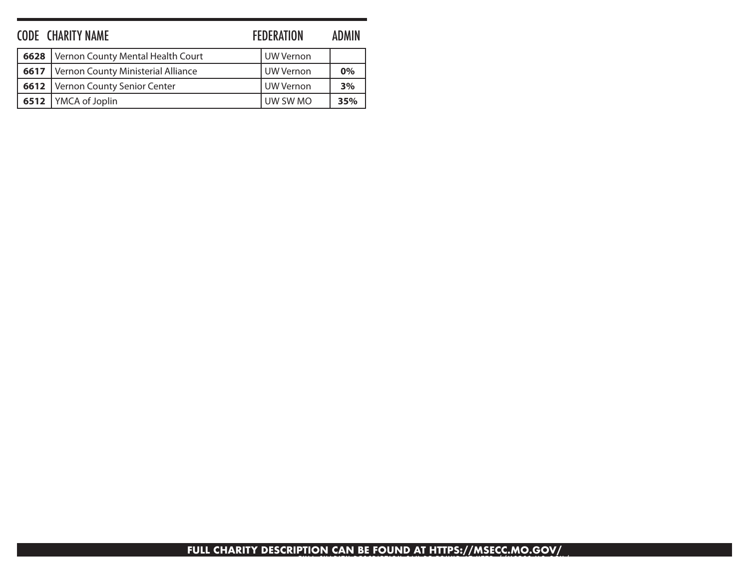| CODE | CHARITY NAME | FEDERATION | ADMIN |
| --- | --- | --- | --- |
| **6628** | Vernon County Mental Health Court | UW Vernon | |
| **6617** | Vernon County Ministerial Alliance | UW Vernon | **0%** |
| **6612** | Vernon County Senior Center | UW Vernon | **3%** |
| **6512** | YMCA of Joplin | UW SW MO | **35%** |

**FULL CHARITY DESCRIPTION CAN BE FOUND AT HTTPS://MSECC.MO.GOV/**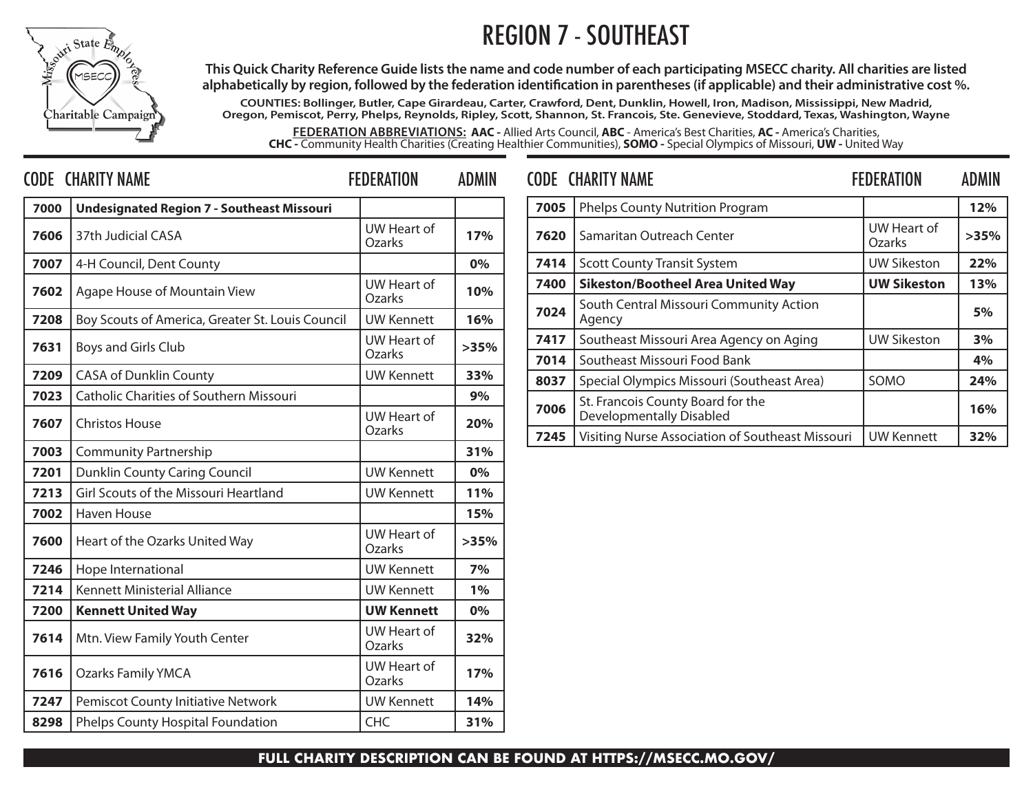# REGION 7 - SOUTHEAST

**This Quick Charity Reference Guide lists the name and code number of each participating MSECC charity. All charities are listed alphabetically by region, followed by the federation identification in parentheses (if applicable) and their administrative cost %.**

**COUNTIES: Bollinger, Butler, Cape Girardeau, Carter, Crawford, Dent, Dunklin, Howell, Iron, Madison, Mississippi, New Madrid, Oregon, Pemiscot, Perry, Phelps, Reynolds, Ripley, Scott, Shannon, St. Francois, Ste. Genevieve, Stoddard, Texas, Washington, Wayne**

**FEDERATION ABBREVIATIONS:** **AAC -** Allied Arts Council, **ABC** - America's Best Charities, **AC -** America's Charities, **CHC -** Community Health Charities (Creating Healthier Communities), **SOMO -** Special Olympics of Missouri, **UW -** United Way

| CODE | CHARITY NAME | FEDERATION | ADMIN |
|---|---|---|---|
| **7000** | **Undesignated Region 7 - Southeast Missouri** | | |
| **7606** | 37th Judicial CASA | UW Heart of Ozarks | **17%** |
| **7007** | 4-H Council, Dent County | | **0%** |
| **7602** | Agape House of Mountain View | UW Heart of Ozarks | **10%** |
| **7208** | Boy Scouts of America, Greater St. Louis Council | UW Kennett | **16%** |
| **7631** | Boys and Girls Club | UW Heart of Ozarks | **>35%** |
| **7209** | CASA of Dunklin County | UW Kennett | **33%** |
| **7023** | Catholic Charities of Southern Missouri | | **9%** |
| **7607** | Christos House | UW Heart of Ozarks | **20%** |
| **7003** | Community Partnership | | **31%** |
| **7201** | Dunklin County Caring Council | UW Kennett | **0%** |
| **7213** | Girl Scouts of the Missouri Heartland | UW Kennett | **11%** |
| **7002** | Haven House | | **15%** |
| **7600** | Heart of the Ozarks United Way | UW Heart of Ozarks | **>35%** |
| **7246** | Hope International | UW Kennett | **7%** |
| **7214** | Kennett Ministerial Alliance | UW Kennett | **1%** |
| **7200** | **Kennett United Way** | **UW Kennett** | **0%** |
| **7614** | Mtn. View Family Youth Center | UW Heart of Ozarks | **32%** |
| **7616** | Ozarks Family YMCA | UW Heart of Ozarks | **17%** |
| **7247** | Pemiscot County Initiative Network | UW Kennett | **14%** |
| **8298** | Phelps County Hospital Foundation | CHC | **31%** |
| **7005** | Phelps County Nutrition Program | | **12%** |
| **7620** | Samaritan Outreach Center | UW Heart of Ozarks | **>35%** |
| **7414** | Scott County Transit System | UW Sikeston | **22%** |
| **7400** | **Sikeston/Bootheel Area United Way** | **UW Sikeston** | **13%** |
| **7024** | South Central Missouri Community Action Agency | | **5%** |
| **7417** | Southeast Missouri Area Agency on Aging | UW Sikeston | **3%** |
| **7014** | Southeast Missouri Food Bank | | **4%** |
| **8037** | Special Olympics Missouri (Southeast Area) | SOMO | **24%** |
| **7006** | St. Francois County Board for the Developmentally Disabled | | **16%** |
| **7245** | Visiting Nurse Association of Southeast Missouri | UW Kennett | **32%** |

**FULL CHARITY DESCRIPTION CAN BE FOUND AT HTTPS://MSECC.MO.GOV/**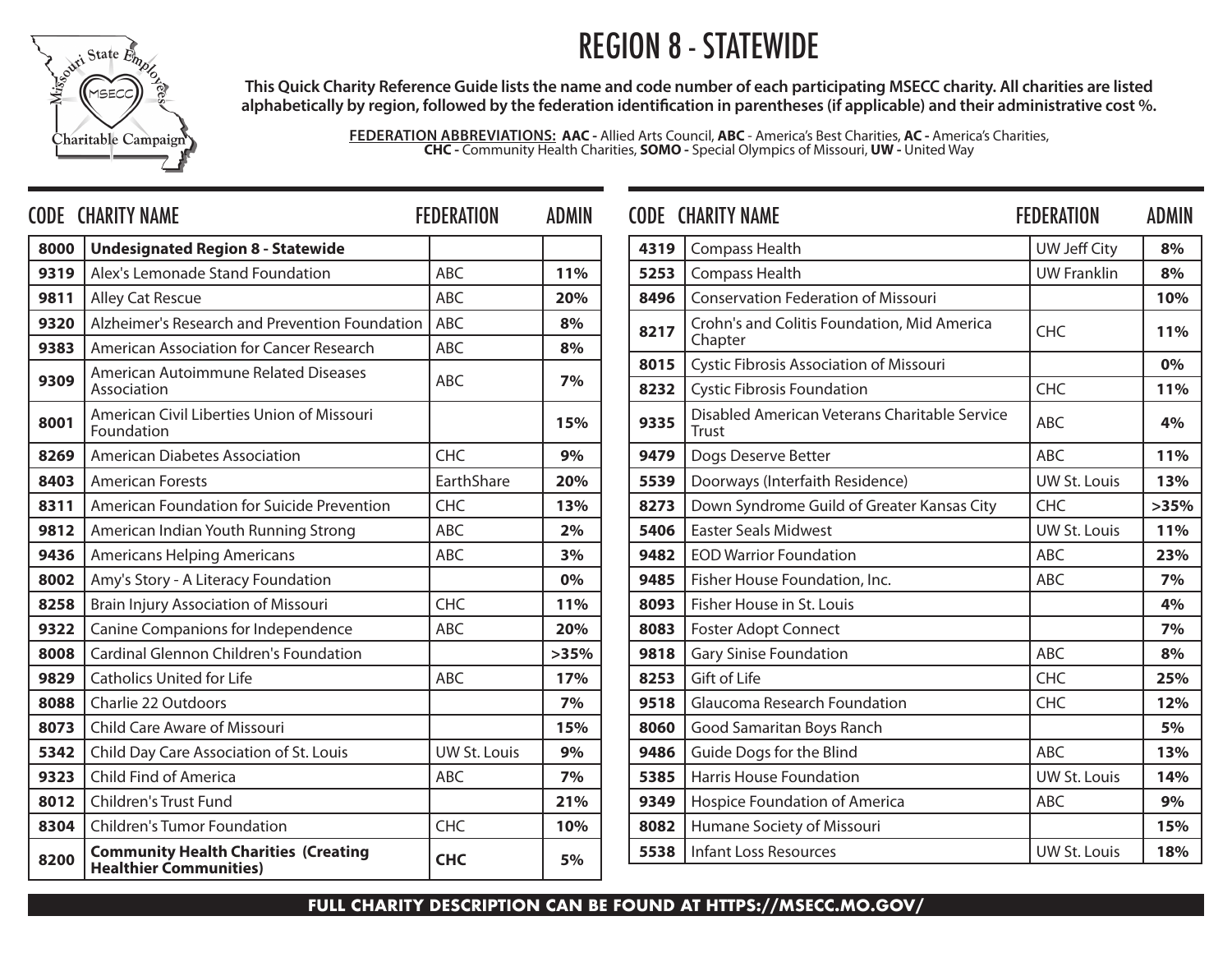# REGION 8 - STATEWIDE

**This Quick Charity Reference Guide lists the name and code number of each participating MSECC charity. All charities are listed alphabetically by region, followed by the federation identification in parentheses (if applicable) and their administrative cost %.**

**FEDERATION ABBREVIATIONS: AAC -** Allied Arts Council, **ABC** - America's Best Charities, **AC -** America's Charities, **CHC -** Community Health Charities, **SOMO -** Special Olympics of Missouri, **UW -** United Way

| CODE | CHARITY NAME | FEDERATION | ADMIN |
|---|---|---|---|
| **8000** | **Undesignated Region 8 - Statewide** | | |
| **9319** | Alex's Lemonade Stand Foundation | ABC | **11%** |
| **9811** | Alley Cat Rescue | ABC | **20%** |
| **9320** | Alzheimer's Research and Prevention Foundation | ABC | **8%** |
| **9383** | American Association for Cancer Research | ABC | **8%** |
| **9309** | American Autoimmune Related Diseases Association | ABC | **7%** |
| **8001** | American Civil Liberties Union of Missouri Foundation | | **15%** |
| **8269** | American Diabetes Association | CHC | **9%** |
| **8403** | American Forests | EarthShare | **20%** |
| **8311** | American Foundation for Suicide Prevention | CHC | **13%** |
| **9812** | American Indian Youth Running Strong | ABC | **2%** |
| **9436** | Americans Helping Americans | ABC | **3%** |
| **8002** | Amy's Story - A Literacy Foundation | | **0%** |
| **8258** | Brain Injury Association of Missouri | CHC | **11%** |
| **9322** | Canine Companions for Independence | ABC | **20%** |
| **8008** | Cardinal Glennon Children's Foundation | | **>35%** |
| **9829** | Catholics United for Life | ABC | **17%** |
| **8088** | Charlie 22 Outdoors | | **7%** |
| **8073** | Child Care Aware of Missouri | | **15%** |
| **5342** | Child Day Care Association of St. Louis | UW St. Louis | **9%** |
| **9323** | Child Find of America | ABC | **7%** |
| **8012** | Children's Trust Fund | | **21%** |
| **8304** | Children's Tumor Foundation | CHC | **10%** |
| **8200** | **Community Health Charities (Creating Healthier Communities)** | **CHC** | **5%** |
| **4319** | Compass Health | UW Jeff City | **8%** |
| **5253** | Compass Health | UW Franklin | **8%** |
| **8496** | Conservation Federation of Missouri | | **10%** |
| **8217** | Crohn's and Colitis Foundation, Mid America Chapter | CHC | **11%** |
| **8015** | Cystic Fibrosis Association of Missouri | | **0%** |
| **8232** | Cystic Fibrosis Foundation | CHC | **11%** |
| **9335** | Disabled American Veterans Charitable Service Trust | ABC | **4%** |
| **9479** | Dogs Deserve Better | ABC | **11%** |
| **5539** | Doorways (Interfaith Residence) | UW St. Louis | **13%** |
| **8273** | Down Syndrome Guild of Greater Kansas City | CHC | **>35%** |
| **5406** | Easter Seals Midwest | UW St. Louis | **11%** |
| **9482** | EOD Warrior Foundation | ABC | **23%** |
| **9485** | Fisher House Foundation, Inc. | ABC | **7%** |
| **8093** | Fisher House in St. Louis | | **4%** |
| **8083** | Foster Adopt Connect | | **7%** |
| **9818** | Gary Sinise Foundation | ABC | **8%** |
| **8253** | Gift of Life | CHC | **25%** |
| **9518** | Glaucoma Research Foundation | CHC | **12%** |
| **8060** | Good Samaritan Boys Ranch | | **5%** |
| **9486** | Guide Dogs for the Blind | ABC | **13%** |
| **5385** | Harris House Foundation | UW St. Louis | **14%** |
| **9349** | Hospice Foundation of America | ABC | **9%** |
| **8082** | Humane Society of Missouri | | **15%** |
| **5538** | Infant Loss Resources | UW St. Louis | **18%** |

**FULL CHARITY DESCRIPTION CAN BE FOUND AT HTTPS://MSECC.MO.GOV/**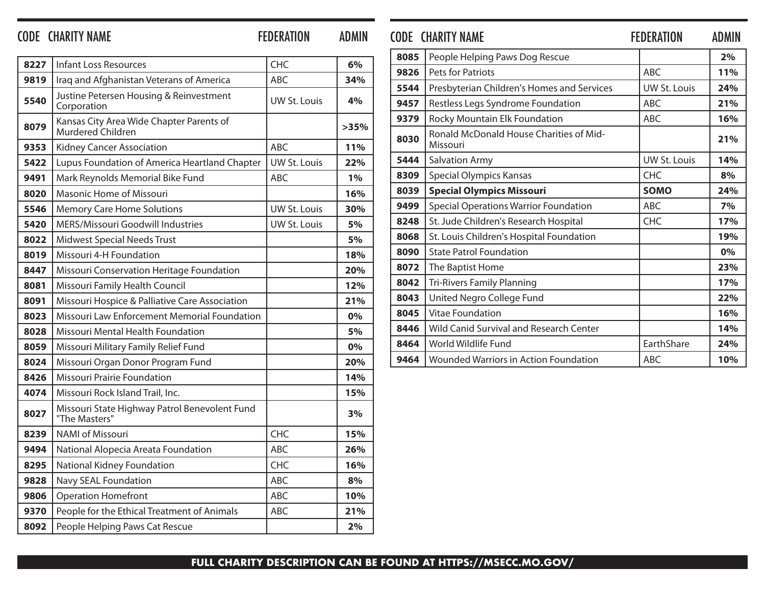| CODE | CHARITY NAME | FEDERATION | ADMIN |
|---|---|---|---|
| 8227 | Infant Loss Resources | CHC | 6% |
| 9819 | Iraq and Afghanistan Veterans of America | ABC | 34% |
| 5540 | Justine Petersen Housing & Reinvestment Corporation | UW St. Louis | 4% |
| 8079 | Kansas City Area Wide Chapter Parents of Murdered Children | | >35% |
| 9353 | Kidney Cancer Association | ABC | 11% |
| 5422 | Lupus Foundation of America Heartland Chapter | UW St. Louis | 22% |
| 9491 | Mark Reynolds Memorial Bike Fund | ABC | 1% |
| 8020 | Masonic Home of Missouri | | 16% |
| 5546 | Memory Care Home Solutions | UW St. Louis | 30% |
| 5420 | MERS/Missouri Goodwill Industries | UW St. Louis | 5% |
| 8022 | Midwest Special Needs Trust | | 5% |
| 8019 | Missouri 4-H Foundation | | 18% |
| 8447 | Missouri Conservation Heritage Foundation | | 20% |
| 8081 | Missouri Family Health Council | | 12% |
| 8091 | Missouri Hospice & Palliative Care Association | | 21% |
| 8023 | Missouri Law Enforcement Memorial Foundation | | 0% |
| 8028 | Missouri Mental Health Foundation | | 5% |
| 8059 | Missouri Military Family Relief Fund | | 0% |
| 8024 | Missouri Organ Donor Program Fund | | 20% |
| 8426 | Missouri Prairie Foundation | | 14% |
| 4074 | Missouri Rock Island Trail, Inc. | | 15% |
| 8027 | Missouri State Highway Patrol Benevolent Fund "The Masters" | | 3% |
| 8239 | NAMI of Missouri | CHC | 15% |
| 9494 | National Alopecia Areata Foundation | ABC | 26% |
| 8295 | National Kidney Foundation | CHC | 16% |
| 9828 | Navy SEAL Foundation | ABC | 8% |
| 9806 | Operation Homefront | ABC | 10% |
| 9370 | People for the Ethical Treatment of Animals | ABC | 21% |
| 8092 | People Helping Paws Cat Rescue | | 2% |
| 8085 | People Helping Paws Dog Rescue | | 2% |
| 9826 | Pets for Patriots | ABC | 11% |
| 5544 | Presbyterian Children's Homes and Services | UW St. Louis | 24% |
| 9457 | Restless Legs Syndrome Foundation | ABC | 21% |
| 9379 | Rocky Mountain Elk Foundation | ABC | 16% |
| 8030 | Ronald McDonald House Charities of Mid-Missouri | | 21% |
| 5444 | Salvation Army | UW St. Louis | 14% |
| 8309 | Special Olympics Kansas | CHC | 8% |
| **8039** | **Special Olympics Missouri** | **SOMO** | **24%** |
| 9499 | Special Operations Warrior Foundation | ABC | 7% |
| 8248 | St. Jude Children's Research Hospital | CHC | 17% |
| 8068 | St. Louis Children's Hospital Foundation | | 19% |
| 8090 | State Patrol Foundation | | 0% |
| 8072 | The Baptist Home | | 23% |
| 8042 | Tri-Rivers Family Planning | | 17% |
| 8043 | United Negro College Fund | | 22% |
| 8045 | Vitae Foundation | | 16% |
| 8446 | Wild Canid Survival and Research Center | | 14% |
| 8464 | World Wildlife Fund | EarthShare | 24% |
| 9464 | Wounded Warriors in Action Foundation | ABC | 10% |

**FULL CHARITY DESCRIPTION CAN BE FOUND AT HTTPS://MSECC.MO.GOV/**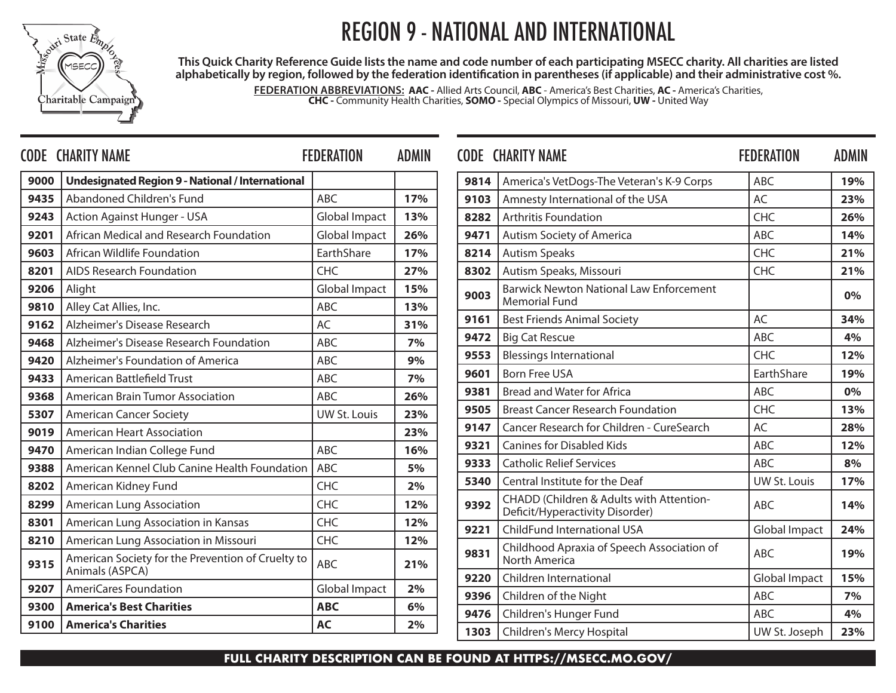# REGION 9 - NATIONAL AND INTERNATIONAL

**This Quick Charity Reference Guide lists the name and code number of each participating MSECC charity. All charities are listed alphabetically by region, followed by the federation identification in parentheses (if applicable) and their administrative cost %.**

**FEDERATION ABBREVIATIONS:** **AAC -** Allied Arts Council, **ABC** - America's Best Charities, **AC -** America's Charities, **CHC -** Community Health Charities, **SOMO -** Special Olympics of Missouri, **UW -** United Way

| CODE | CHARITY NAME | FEDERATION | ADMIN |
|---|---|---|---|
| 9000 | **Undesignated Region 9 - National / International** | | |
| 9435 | Abandoned Children's Fund | ABC | 17% |
| 9243 | Action Against Hunger - USA | Global Impact | 13% |
| 9201 | African Medical and Research Foundation | Global Impact | 26% |
| 9603 | African Wildlife Foundation | EarthShare | 17% |
| 8201 | AIDS Research Foundation | CHC | 27% |
| 9206 | Alight | Global Impact | 15% |
| 9810 | Alley Cat Allies, Inc. | ABC | 13% |
| 9162 | Alzheimer's Disease Research | AC | 31% |
| 9468 | Alzheimer's Disease Research Foundation | ABC | 7% |
| 9420 | Alzheimer's Foundation of America | ABC | 9% |
| 9433 | American Battlefield Trust | ABC | 7% |
| 9368 | American Brain Tumor Association | ABC | 26% |
| 5307 | American Cancer Society | UW St. Louis | 23% |
| 9019 | American Heart Association | | 23% |
| 9470 | American Indian College Fund | ABC | 16% |
| 9388 | American Kennel Club Canine Health Foundation | ABC | 5% |
| 8202 | American Kidney Fund | CHC | 2% |
| 8299 | American Lung Association | CHC | 12% |
| 8301 | American Lung Association in Kansas | CHC | 12% |
| 8210 | American Lung Association in Missouri | CHC | 12% |
| 9315 | American Society for the Prevention of Cruelty to Animals (ASPCA) | ABC | 21% |
| 9207 | AmeriCares Foundation | Global Impact | 2% |
| 9300 | **America's Best Charities** | **ABC** | 6% |
| 9100 | **America's Charities** | **AC** | 2% |
| 9814 | America's VetDogs-The Veteran's K-9 Corps | ABC | 19% |
| 9103 | Amnesty International of the USA | AC | 23% |
| 8282 | Arthritis Foundation | CHC | 26% |
| 9471 | Autism Society of America | ABC | 14% |
| 8214 | Autism Speaks | CHC | 21% |
| 8302 | Autism Speaks, Missouri | CHC | 21% |
| 9003 | Barwick Newton National Law Enforcement Memorial Fund | | 0% |
| 9161 | Best Friends Animal Society | AC | 34% |
| 9472 | Big Cat Rescue | ABC | 4% |
| 9553 | Blessings International | CHC | 12% |
| 9601 | Born Free USA | EarthShare | 19% |
| 9381 | Bread and Water for Africa | ABC | 0% |
| 9505 | Breast Cancer Research Foundation | CHC | 13% |
| 9147 | Cancer Research for Children - CureSearch | AC | 28% |
| 9321 | Canines for Disabled Kids | ABC | 12% |
| 9333 | Catholic Relief Services | ABC | 8% |
| 5340 | Central Institute for the Deaf | UW St. Louis | 17% |
| 9392 | CHADD (Children & Adults with Attention-Deficit/Hyperactivity Disorder) | ABC | 14% |
| 9221 | ChildFund International USA | Global Impact | 24% |
| 9831 | Childhood Apraxia of Speech Association of North America | ABC | 19% |
| 9220 | Children International | Global Impact | 15% |
| 9396 | Children of the Night | ABC | 7% |
| 9476 | Children's Hunger Fund | ABC | 4% |
| 1303 | Children's Mercy Hospital | UW St. Joseph | 23% |

**FULL CHARITY DESCRIPTION CAN BE FOUND AT HTTPS://MSECC.MO.GOV/**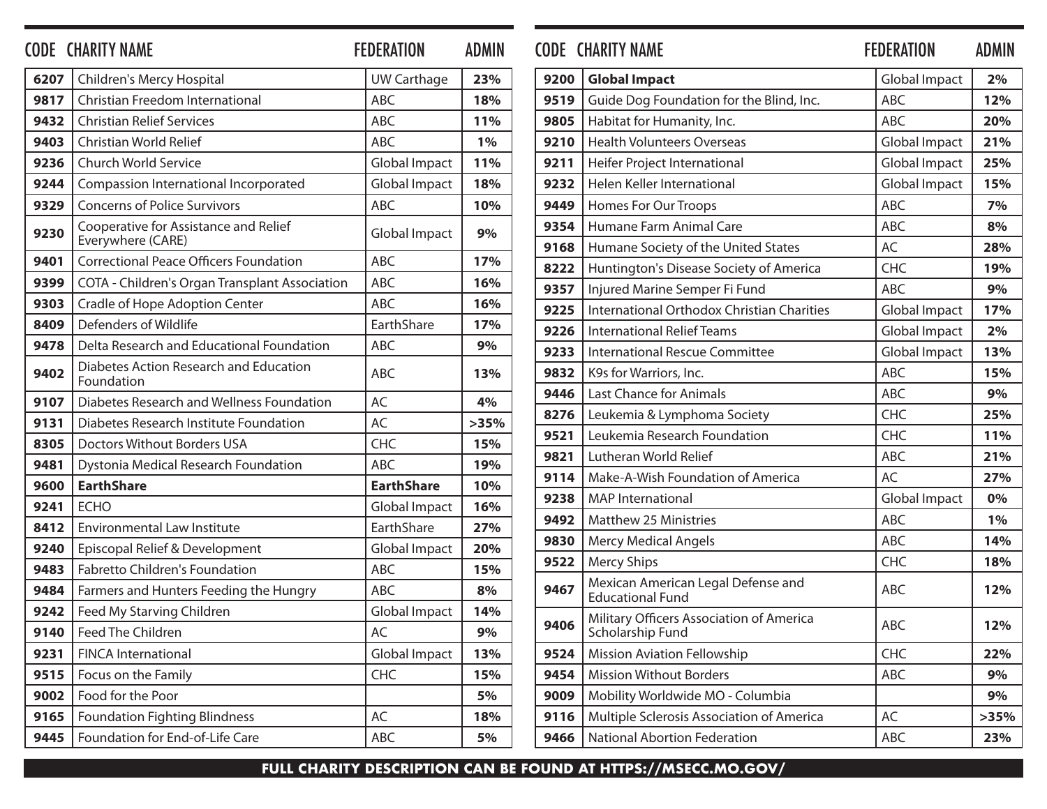| CODE | CHARITY NAME | FEDERATION | ADMIN |
|---|---|---|---|
| 6207 | Children's Mercy Hospital | UW Carthage | 23% |
| 9817 | Christian Freedom International | ABC | 18% |
| 9432 | Christian Relief Services | ABC | 11% |
| 9403 | Christian World Relief | ABC | 1% |
| 9236 | Church World Service | Global Impact | 11% |
| 9244 | Compassion International Incorporated | Global Impact | 18% |
| 9329 | Concerns of Police Survivors | ABC | 10% |
| 9230 | Cooperative for Assistance and Relief Everywhere (CARE) | Global Impact | 9% |
| 9401 | Correctional Peace Officers Foundation | ABC | 17% |
| 9399 | COTA - Children's Organ Transplant Association | ABC | 16% |
| 9303 | Cradle of Hope Adoption Center | ABC | 16% |
| 8409 | Defenders of Wildlife | EarthShare | 17% |
| 9478 | Delta Research and Educational Foundation | ABC | 9% |
| 9402 | Diabetes Action Research and Education Foundation | ABC | 13% |
| 9107 | Diabetes Research and Wellness Foundation | AC | 4% |
| 9131 | Diabetes Research Institute Foundation | AC | >35% |
| 8305 | Doctors Without Borders USA | CHC | 15% |
| 9481 | Dystonia Medical Research Foundation | ABC | 19% |
| 9600 | **EarthShare** | **EarthShare** | 10% |
| 9241 | ECHO | Global Impact | 16% |
| 8412 | Environmental Law Institute | EarthShare | 27% |
| 9240 | Episcopal Relief & Development | Global Impact | 20% |
| 9483 | Fabretto Children's Foundation | ABC | 15% |
| 9484 | Farmers and Hunters Feeding the Hungry | ABC | 8% |
| 9242 | Feed My Starving Children | Global Impact | 14% |
| 9140 | Feed The Children | AC | 9% |
| 9231 | FINCA International | Global Impact | 13% |
| 9515 | Focus on the Family | CHC | 15% |
| 9002 | Food for the Poor | | 5% |
| 9165 | Foundation Fighting Blindness | AC | 18% |
| 9445 | Foundation for End-of-Life Care | ABC | 5% |
| 9200 | **Global Impact** | Global Impact | 2% |
| 9519 | Guide Dog Foundation for the Blind, Inc. | ABC | 12% |
| 9805 | Habitat for Humanity, Inc. | ABC | 20% |
| 9210 | Health Volunteers Overseas | Global Impact | 21% |
| 9211 | Heifer Project International | Global Impact | 25% |
| 9232 | Helen Keller International | Global Impact | 15% |
| 9449 | Homes For Our Troops | ABC | 7% |
| 9354 | Humane Farm Animal Care | ABC | 8% |
| 9168 | Humane Society of the United States | AC | 28% |
| 8222 | Huntington's Disease Society of America | CHC | 19% |
| 9357 | Injured Marine Semper Fi Fund | ABC | 9% |
| 9225 | International Orthodox Christian Charities | Global Impact | 17% |
| 9226 | International Relief Teams | Global Impact | 2% |
| 9233 | International Rescue Committee | Global Impact | 13% |
| 9832 | K9s for Warriors, Inc. | ABC | 15% |
| 9446 | Last Chance for Animals | ABC | 9% |
| 8276 | Leukemia & Lymphoma Society | CHC | 25% |
| 9521 | Leukemia Research Foundation | CHC | 11% |
| 9821 | Lutheran World Relief | ABC | 21% |
| 9114 | Make-A-Wish Foundation of America | AC | 27% |
| 9238 | MAP International | Global Impact | 0% |
| 9492 | Matthew 25 Ministries | ABC | 1% |
| 9830 | Mercy Medical Angels | ABC | 14% |
| 9522 | Mercy Ships | CHC | 18% |
| 9467 | Mexican American Legal Defense and Educational Fund | ABC | 12% |
| 9406 | Military Officers Association of America Scholarship Fund | ABC | 12% |
| 9524 | Mission Aviation Fellowship | CHC | 22% |
| 9454 | Mission Without Borders | ABC | 9% |
| 9009 | Mobility Worldwide MO - Columbia | | 9% |
| 9116 | Multiple Sclerosis Association of America | AC | >35% |
| 9466 | National Abortion Federation | ABC | 23% |

**FULL CHARITY DESCRIPTION CAN BE FOUND AT HTTPS://MSECC.MO.GOV/**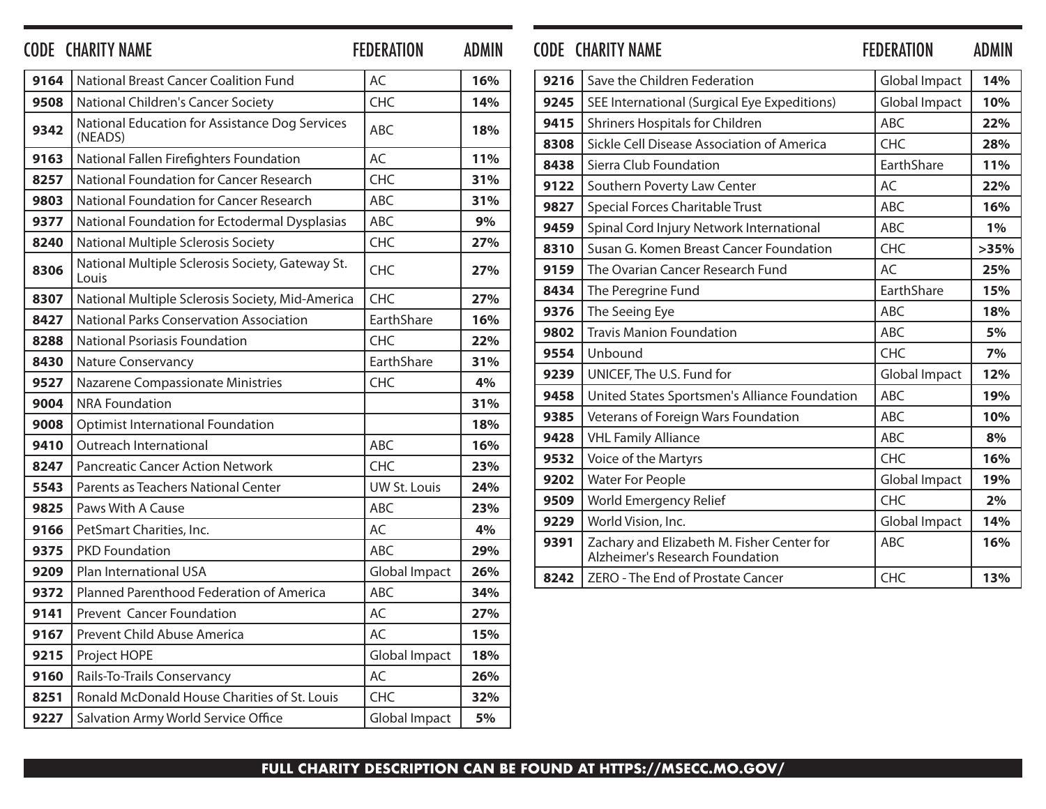| CODE | CHARITY NAME | FEDERATION | ADMIN |
|---|---|---|---|
| 9164 | National Breast Cancer Coalition Fund | AC | 16% |
| 9508 | National Children's Cancer Society | CHC | 14% |
| 9342 | National Education for Assistance Dog Services (NEADS) | ABC | 18% |
| 9163 | National Fallen Firefighters Foundation | AC | 11% |
| 8257 | National Foundation for Cancer Research | CHC | 31% |
| 9803 | National Foundation for Cancer Research | ABC | 31% |
| 9377 | National Foundation for Ectodermal Dysplasias | ABC | 9% |
| 8240 | National Multiple Sclerosis Society | CHC | 27% |
| 8306 | National Multiple Sclerosis Society, Gateway St. Louis | CHC | 27% |
| 8307 | National Multiple Sclerosis Society, Mid-America | CHC | 27% |
| 8427 | National Parks Conservation Association | EarthShare | 16% |
| 8288 | National Psoriasis Foundation | CHC | 22% |
| 8430 | Nature Conservancy | EarthShare | 31% |
| 9527 | Nazarene Compassionate Ministries | CHC | 4% |
| 9004 | NRA Foundation | | 31% |
| 9008 | Optimist International Foundation | | 18% |
| 9410 | Outreach International | ABC | 16% |
| 8247 | Pancreatic Cancer Action Network | CHC | 23% |
| 5543 | Parents as Teachers National Center | UW St. Louis | 24% |
| 9825 | Paws With A Cause | ABC | 23% |
| 9166 | PetSmart Charities, Inc. | AC | 4% |
| 9375 | PKD Foundation | ABC | 29% |
| 9209 | Plan International USA | Global Impact | 26% |
| 9372 | Planned Parenthood Federation of America | ABC | 34% |
| 9141 | Prevent Cancer Foundation | AC | 27% |
| 9167 | Prevent Child Abuse America | AC | 15% |
| 9215 | Project HOPE | Global Impact | 18% |
| 9160 | Rails-To-Trails Conservancy | AC | 26% |
| 8251 | Ronald McDonald House Charities of St. Louis | CHC | 32% |
| 9227 | Salvation Army World Service Office | Global Impact | 5% |
| 9216 | Save the Children Federation | Global Impact | 14% |
| 9245 | SEE International (Surgical Eye Expeditions) | Global Impact | 10% |
| 9415 | Shriners Hospitals for Children | ABC | 22% |
| 8308 | Sickle Cell Disease Association of America | CHC | 28% |
| 8438 | Sierra Club Foundation | EarthShare | 11% |
| 9122 | Southern Poverty Law Center | AC | 22% |
| 9827 | Special Forces Charitable Trust | ABC | 16% |
| 9459 | Spinal Cord Injury Network International | ABC | 1% |
| 8310 | Susan G. Komen Breast Cancer Foundation | CHC | >35% |
| 9159 | The Ovarian Cancer Research Fund | AC | 25% |
| 8434 | The Peregrine Fund | EarthShare | 15% |
| 9376 | The Seeing Eye | ABC | 18% |
| 9802 | Travis Manion Foundation | ABC | 5% |
| 9554 | Unbound | CHC | 7% |
| 9239 | UNICEF, The U.S. Fund for | Global Impact | 12% |
| 9458 | United States Sportsmen's Alliance Foundation | ABC | 19% |
| 9385 | Veterans of Foreign Wars Foundation | ABC | 10% |
| 9428 | VHL Family Alliance | ABC | 8% |
| 9532 | Voice of the Martyrs | CHC | 16% |
| 9202 | Water For People | Global Impact | 19% |
| 9509 | World Emergency Relief | CHC | 2% |
| 9229 | World Vision, Inc. | Global Impact | 14% |
| 9391 | Zachary and Elizabeth M. Fisher Center for Alzheimer's Research Foundation | ABC | 16% |
| 8242 | ZERO - The End of Prostate Cancer | CHC | 13% |

**FULL CHARITY DESCRIPTION CAN BE FOUND AT HTTPS://MSECC.MO.GOV/**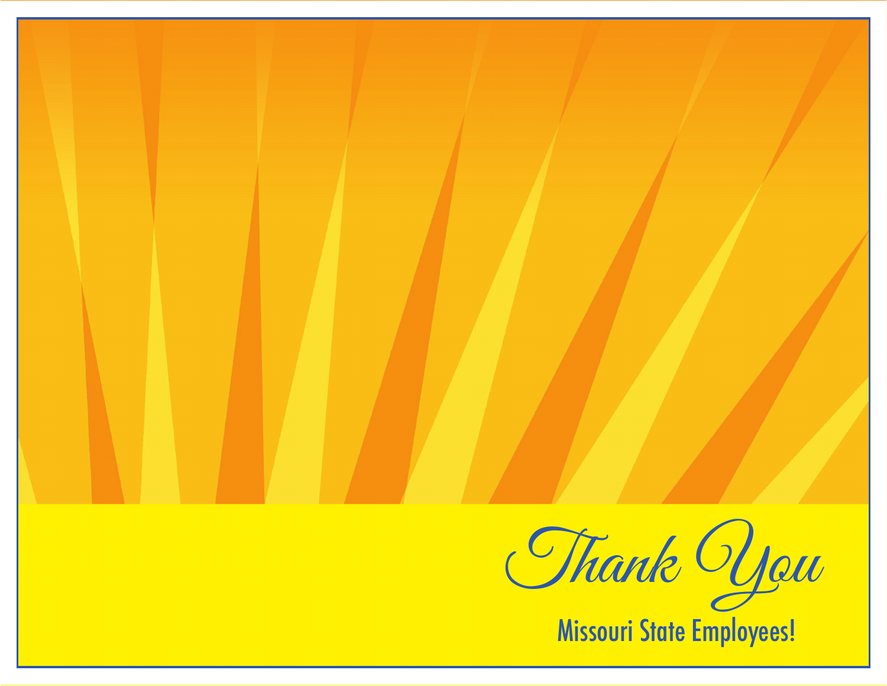# Thank You

Missouri State Employees!